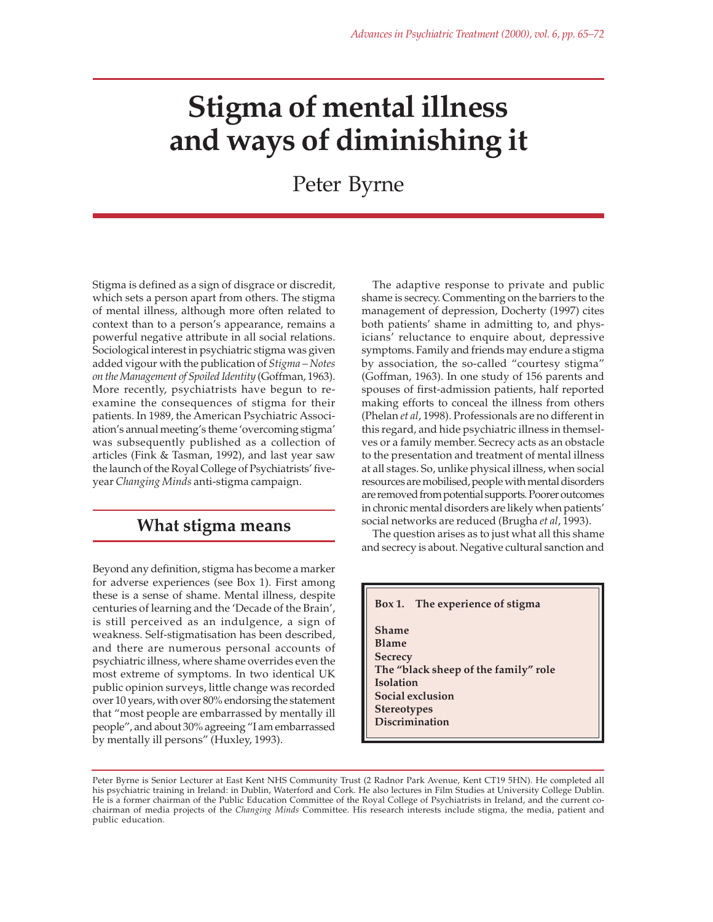# Stigma of mental illness and ways of diminishing it

Peter Byrne

Stigma is defined as a sign of disgrace or discredit, which sets a person apart from others. The stigma of mental illness, although more often related to context than to a person's appearance, remains a powerful negative attribute in all social relations. Sociological interest in psychiatric stigma was given added vigour with the publication of *Stigma – Notes on the Management of Spoiled Identity* (Goffman, 1963). More recently, psychiatrists have begun to re-examine the consequences of stigma for their patients. In 1989, the American Psychiatric Association's annual meeting's theme 'overcoming stigma' was subsequently published as a collection of articles (Fink & Tasman, 1992), and last year saw the launch of the Royal College of Psychiatrists' five-year *Changing Minds* anti-stigma campaign.

## What stigma means

Beyond any definition, stigma has become a marker for adverse experiences (see Box 1). First among these is a sense of shame. Mental illness, despite centuries of learning and the 'Decade of the Brain', is still perceived as an indulgence, a sign of weakness. Self-stigmatisation has been described, and there are numerous personal accounts of psychiatric illness, where shame overrides even the most extreme of symptoms. In two identical UK public opinion surveys, little change was recorded over 10 years, with over 80% endorsing the statement that "most people are embarrassed by mentally ill people", and about 30% agreeing "I am embarrassed by mentally ill persons" (Huxley, 1993).

The adaptive response to private and public shame is secrecy. Commenting on the barriers to the management of depression, Docherty (1997) cites both patients' shame in admitting to, and physicians' reluctance to enquire about, depressive symptoms. Family and friends may endure a stigma by association, the so-called "courtesy stigma" (Goffman, 1963). In one study of 156 parents and spouses of first-admission patients, half reported making efforts to conceal the illness from others (Phelan *et al*, 1998). Professionals are no different in this regard, and hide psychiatric illness in themselves or a family member. Secrecy acts as an obstacle to the presentation and treatment of mental illness at all stages. So, unlike physical illness, when social resources are mobilised, people with mental disorders are removed from potential supports. Poorer outcomes in chronic mental disorders are likely when patients' social networks are reduced (Brugha *et al*, 1993).

The question arises as to just what all this shame and secrecy is about. Negative cultural sanction and

**Box 1. The experience of stigma**

**Shame**
**Blame**
**Secrecy**
**The "black sheep of the family" role**
**Isolation**
**Social exclusion**
**Stereotypes**
**Discrimination**

Peter Byrne is Senior Lecturer at East Kent NHS Community Trust (2 Radnor Park Avenue, Kent CT19 5HN). He completed all his psychiatric training in Ireland: in Dublin, Waterford and Cork. He also lectures in Film Studies at University College Dublin. He is a former chairman of the Public Education Committee of the Royal College of Psychiatrists in Ireland, and the current co-chairman of media projects of the *Changing Minds* Committee. His research interests include stigma, the media, patient and public education.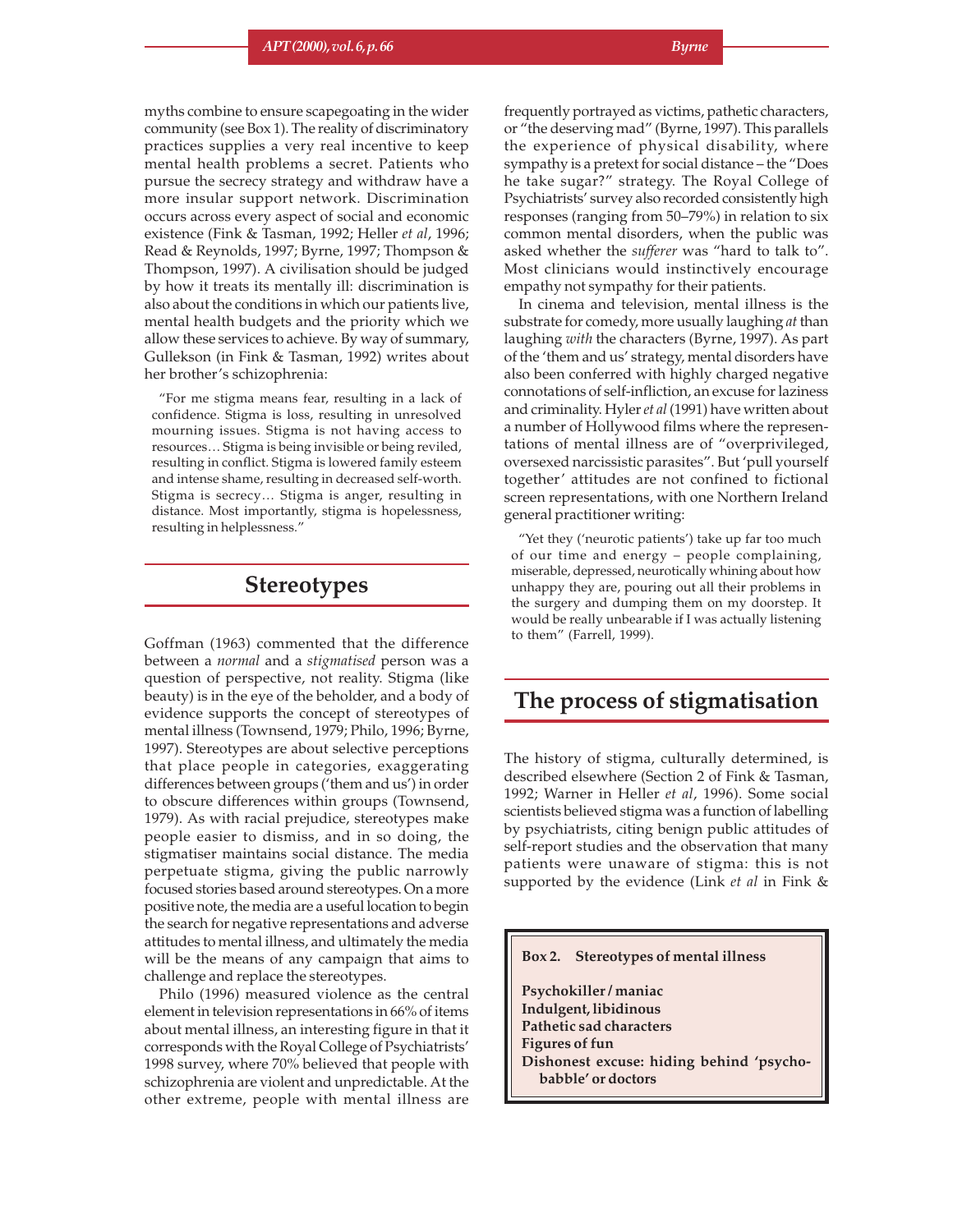myths combine to ensure scapegoating in the wider community (see Box 1). The reality of discriminatory practices supplies a very real incentive to keep mental health problems a secret. Patients who pursue the secrecy strategy and withdraw have a more insular support network. Discrimination occurs across every aspect of social and economic existence (Fink & Tasman, 1992; Heller *et al*, 1996; Read & Reynolds, 1997; Byrne, 1997; Thompson & Thompson, 1997). A civilisation should be judged by how it treats its mentally ill: discrimination is also about the conditions in which our patients live, mental health budgets and the priority which we allow these services to achieve. By way of summary, Gullekson (in Fink & Tasman, 1992) writes about her brother's schizophrenia:

> "For me stigma means fear, resulting in a lack of confidence. Stigma is loss, resulting in unresolved mourning issues. Stigma is not having access to resources… Stigma is being invisible or being reviled, resulting in conflict. Stigma is lowered family esteem and intense shame, resulting in decreased self-worth. Stigma is secrecy… Stigma is anger, resulting in distance. Most importantly, stigma is hopelessness, resulting in helplessness."

## Stereotypes

Goffman (1963) commented that the difference between a *normal* and a *stigmatised* person was a question of perspective, not reality. Stigma (like beauty) is in the eye of the beholder, and a body of evidence supports the concept of stereotypes of mental illness (Townsend, 1979; Philo, 1996; Byrne, 1997). Stereotypes are about selective perceptions that place people in categories, exaggerating differences between groups ('them and us') in order to obscure differences within groups (Townsend, 1979). As with racial prejudice, stereotypes make people easier to dismiss, and in so doing, the stigmatiser maintains social distance. The media perpetuate stigma, giving the public narrowly focused stories based around stereotypes. On a more positive note, the media are a useful location to begin the search for negative representations and adverse attitudes to mental illness, and ultimately the media will be the means of any campaign that aims to challenge and replace the stereotypes.

Philo (1996) measured violence as the central element in television representations in 66% of items about mental illness, an interesting figure in that it corresponds with the Royal College of Psychiatrists' 1998 survey, where 70% believed that people with schizophrenia are violent and unpredictable. At the other extreme, people with mental illness are frequently portrayed as victims, pathetic characters, or "the deserving mad" (Byrne, 1997). This parallels the experience of physical disability, where sympathy is a pretext for social distance – the "Does he take sugar?" strategy. The Royal College of Psychiatrists' survey also recorded consistently high responses (ranging from 50–79%) in relation to six common mental disorders, when the public was asked whether the *sufferer* was "hard to talk to". Most clinicians would instinctively encourage empathy not sympathy for their patients.

In cinema and television, mental illness is the substrate for comedy, more usually laughing *at* than laughing *with* the characters (Byrne, 1997). As part of the 'them and us' strategy, mental disorders have also been conferred with highly charged negative connotations of self-infliction, an excuse for laziness and criminality. Hyler *et al* (1991) have written about a number of Hollywood films where the representations of mental illness are of "overprivileged, oversexed narcissistic parasites". But 'pull yourself together' attitudes are not confined to fictional screen representations, with one Northern Ireland general practitioner writing:

> "Yet they ('neurotic patients') take up far too much of our time and energy – people complaining, miserable, depressed, neurotically whining about how unhappy they are, pouring out all their problems in the surgery and dumping them on my doorstep. It would be really unbearable if I was actually listening to them" (Farrell, 1999).

## The process of stigmatisation

The history of stigma, culturally determined, is described elsewhere (Section 2 of Fink & Tasman, 1992; Warner in Heller *et al*, 1996). Some social scientists believed stigma was a function of labelling by psychiatrists, citing benign public attitudes of self-report studies and the observation that many patients were unaware of stigma: this is not supported by the evidence (Link *et al* in Fink &

**Box 2. Stereotypes of mental illness**

**Psychokiller / maniac**
**Indulgent, libidinous**
**Pathetic sad characters**
**Figures of fun**
**Dishonest excuse: hiding behind 'psychobabble' or doctors**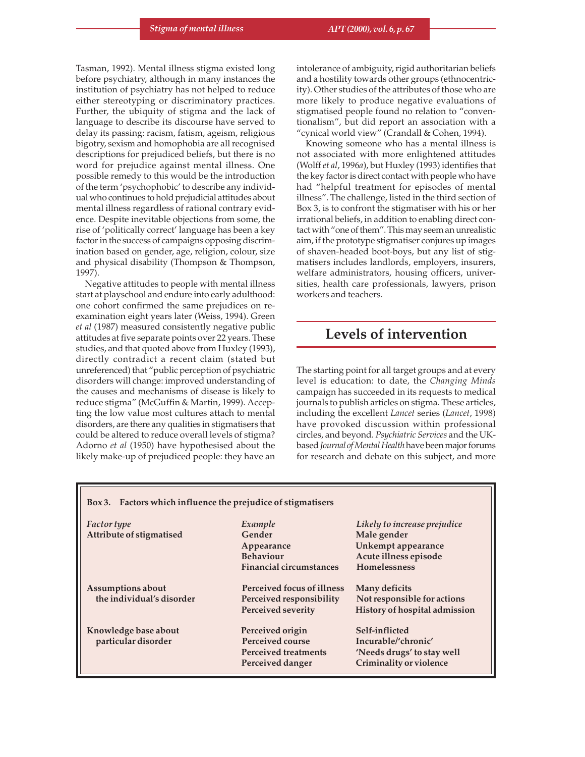Tasman, 1992). Mental illness stigma existed long before psychiatry, although in many instances the institution of psychiatry has not helped to reduce either stereotyping or discriminatory practices. Further, the ubiquity of stigma and the lack of language to describe its discourse have served to delay its passing: racism, fatism, ageism, religious bigotry, sexism and homophobia are all recognised descriptions for prejudiced beliefs, but there is no word for prejudice against mental illness. One possible remedy to this would be the introduction of the term 'psychophobic' to describe any individual who continues to hold prejudicial attitudes about mental illness regardless of rational contrary evidence. Despite inevitable objections from some, the rise of 'politically correct' language has been a key factor in the success of campaigns opposing discrimination based on gender, age, religion, colour, size and physical disability (Thompson & Thompson, 1997).

Negative attitudes to people with mental illness start at playschool and endure into early adulthood: one cohort confirmed the same prejudices on re-examination eight years later (Weiss, 1994). Green *et al* (1987) measured consistently negative public attitudes at five separate points over 22 years. These studies, and that quoted above from Huxley (1993), directly contradict a recent claim (stated but unreferenced) that "public perception of psychiatric disorders will change: improved understanding of the causes and mechanisms of disease is likely to reduce stigma" (McGuffin & Martin, 1999). Accepting the low value most cultures attach to mental disorders, are there any qualities in stigmatisers that could be altered to reduce overall levels of stigma? Adorno *et al* (1950) have hypothesised about the likely make-up of prejudiced people: they have an intolerance of ambiguity, rigid authoritarian beliefs and a hostility towards other groups (ethnocentricity). Other studies of the attributes of those who are more likely to produce negative evaluations of stigmatised people found no relation to "conventionalism", but did report an association with a "cynical world view" (Crandall & Cohen, 1994).

Knowing someone who has a mental illness is not associated with more enlightened attitudes (Wolff *et al*, 1996*a*), but Huxley (1993) identifies that the key factor is direct contact with people who have had "helpful treatment for episodes of mental illness". The challenge, listed in the third section of Box 3, is to confront the stigmatiser with his or her irrational beliefs, in addition to enabling direct contact with "one of them". This may seem an unrealistic aim, if the prototype stigmatiser conjures up images of shaven-headed boot-boys, but any list of stigmatisers includes landlords, employers, insurers, welfare administrators, housing officers, universities, health care professionals, lawyers, prison workers and teachers.

## Levels of intervention

The starting point for all target groups and at every level is education: to date, the *Changing Minds* campaign has succeeded in its requests to medical journals to publish articles on stigma. These articles, including the excellent *Lancet* series (*Lancet*, 1998) have provoked discussion within professional circles, and beyond. *Psychiatric Services* and the UK-based *Journal of Mental Health* have been major forums for research and debate on this subject, and more

**Box 3. Factors which influence the prejudice of stigmatisers**

| *Factor type* | *Example* | *Likely to increase prejudice* |
|---|---|---|
| **Attribute of stigmatised** | **Gender** | **Male gender** |
| | **Appearance** | **Unkempt appearance** |
| | **Behaviour** | **Acute illness episode** |
| | **Financial circumstances** | **Homelessness** |
| **Assumptions about the individual's disorder** | **Perceived focus of illness** | **Many deficits** |
| | **Perceived responsibility** | **Not responsible for actions** |
| | **Perceived severity** | **History of hospital admission** |
| **Knowledge base about particular disorder** | **Perceived origin** | **Self-inflicted** |
| | **Perceived course** | **Incurable/'chronic'** |
| | **Perceived treatments** | **'Needs drugs' to stay well** |
| | **Perceived danger** | **Criminality or violence** |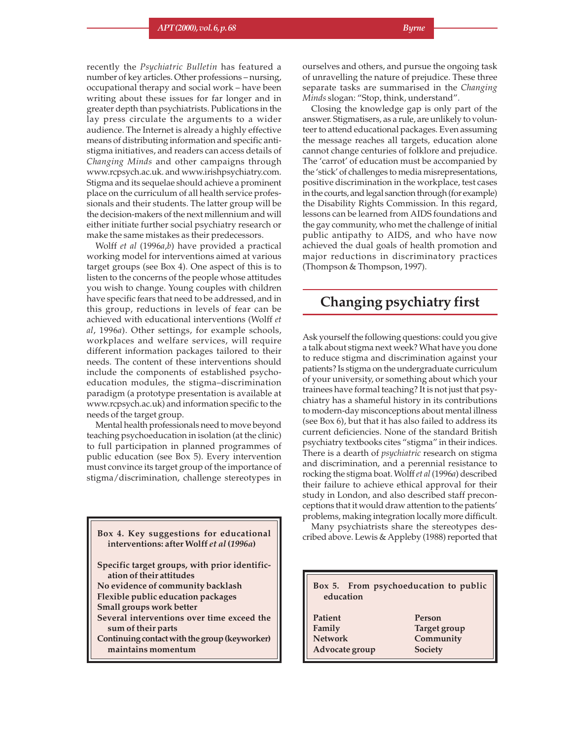recently the *Psychiatric Bulletin* has featured a number of key articles. Other professions – nursing, occupational therapy and social work – have been writing about these issues for far longer and in greater depth than psychiatrists. Publications in the lay press circulate the arguments to a wider audience. The Internet is already a highly effective means of distributing information and specific anti-stigma initiatives, and readers can access details of *Changing Minds* and other campaigns through www.rcpsych.ac.uk. and www.irishpsychiatry.com. Stigma and its sequelae should achieve a prominent place on the curriculum of all health service professionals and their students. The latter group will be the decision-makers of the next millennium and will either initiate further social psychiatry research or make the same mistakes as their predecessors.

Wolff *et al* (1996*a*,*b*) have provided a practical working model for interventions aimed at various target groups (see Box 4). One aspect of this is to listen to the concerns of the people whose attitudes you wish to change. Young couples with children have specific fears that need to be addressed, and in this group, reductions in levels of fear can be achieved with educational interventions (Wolff *et al*, 1996*a*). Other settings, for example schools, workplaces and welfare services, will require different information packages tailored to their needs. The content of these interventions should include the components of established psychoeducation modules, the stigma–discrimination paradigm (a prototype presentation is available at www.rcpsych.ac.uk) and information specific to the needs of the target group.

Mental health professionals need to move beyond teaching psychoeducation in isolation (at the clinic) to full participation in planned programmes of public education (see Box 5). Every intervention must convince its target group of the importance of stigma/discrimination, challenge stereotypes in ourselves and others, and pursue the ongoing task of unravelling the nature of prejudice. These three separate tasks are summarised in the *Changing Minds* slogan: "Stop, think, understand".

Closing the knowledge gap is only part of the answer. Stigmatisers, as a rule, are unlikely to volunteer to attend educational packages. Even assuming the message reaches all targets, education alone cannot change centuries of folklore and prejudice. The 'carrot' of education must be accompanied by the 'stick' of challenges to media misrepresentations, positive discrimination in the workplace, test cases in the courts, and legal sanction through (for example) the Disability Rights Commission. In this regard, lessons can be learned from AIDS foundations and the gay community, who met the challenge of initial public antipathy to AIDS, and who have now achieved the dual goals of health promotion and major reductions in discriminatory practices (Thompson & Thompson, 1997).

**Box 4. Key suggestions for educational interventions: after Wolff *et al* (1996*a*)**

- **Specific target groups, with prior identification of their attitudes**
- **No evidence of community backlash**
- **Flexible public education packages**
- **Small groups work better**
- **Several interventions over time exceed the sum of their parts**
- **Continuing contact with the group (keyworker) maintains momentum**

## Changing psychiatry first

Ask yourself the following questions: could you give a talk about stigma next week? What have you done to reduce stigma and discrimination against your patients? Is stigma on the undergraduate curriculum of your university, or something about which your trainees have formal teaching? It is not just that psychiatry has a shameful history in its contributions to modern-day misconceptions about mental illness (see Box 6), but that it has also failed to address its current deficiencies. None of the standard British psychiatry textbooks cites "stigma" in their indices. There is a dearth of *psychiatric* research on stigma and discrimination, and a perennial resistance to rocking the stigma boat. Wolff *et al* (1996*a*) described their failure to achieve ethical approval for their study in London, and also described staff preconceptions that it would draw attention to the patients' problems, making integration locally more difficult.

Many psychiatrists share the stereotypes described above. Lewis & Appleby (1988) reported that

**Box 5. From psychoeducation to public education**

| | |
|---|---|
| **Patient** | **Person** |
| **Family** | **Target group** |
| **Network** | **Community** |
| **Advocate group** | **Society** |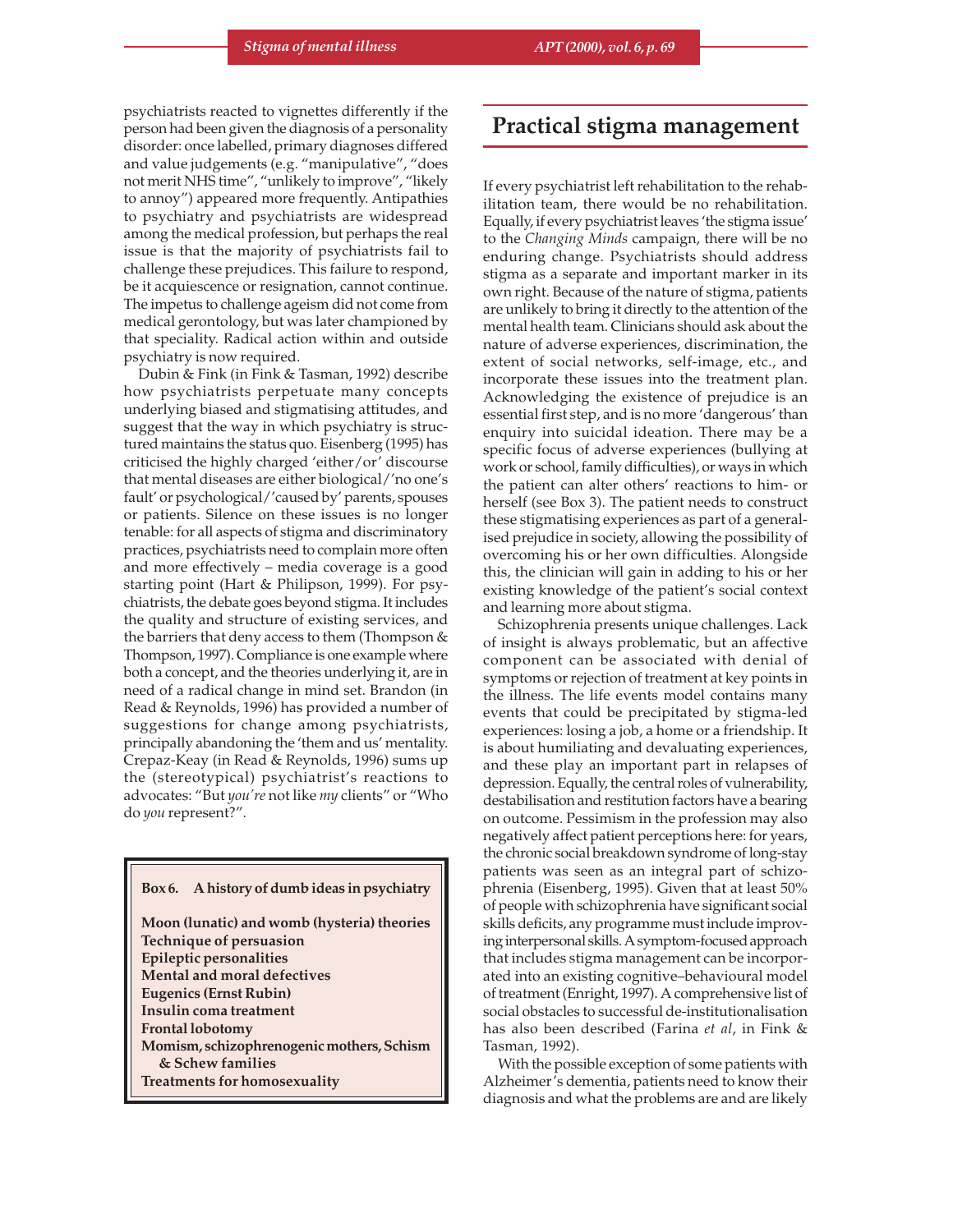psychiatrists reacted to vignettes differently if the person had been given the diagnosis of a personality disorder: once labelled, primary diagnoses differed and value judgements (e.g. "manipulative", "does not merit NHS time", "unlikely to improve", "likely to annoy") appeared more frequently. Antipathies to psychiatry and psychiatrists are widespread among the medical profession, but perhaps the real issue is that the majority of psychiatrists fail to challenge these prejudices. This failure to respond, be it acquiescence or resignation, cannot continue. The impetus to challenge ageism did not come from medical gerontology, but was later championed by that speciality. Radical action within and outside psychiatry is now required.

Dubin & Fink (in Fink & Tasman, 1992) describe how psychiatrists perpetuate many concepts underlying biased and stigmatising attitudes, and suggest that the way in which psychiatry is structured maintains the status quo. Eisenberg (1995) has criticised the highly charged 'either/or' discourse that mental diseases are either biological/'no one's fault' or psychological/'caused by' parents, spouses or patients. Silence on these issues is no longer tenable: for all aspects of stigma and discriminatory practices, psychiatrists need to complain more often and more effectively – media coverage is a good starting point (Hart & Philipson, 1999). For psychiatrists, the debate goes beyond stigma. It includes the quality and structure of existing services, and the barriers that deny access to them (Thompson & Thompson, 1997). Compliance is one example where both a concept, and the theories underlying it, are in need of a radical change in mind set. Brandon (in Read & Reynolds, 1996) has provided a number of suggestions for change among psychiatrists, principally abandoning the 'them and us' mentality. Crepaz-Keay (in Read & Reynolds, 1996) sums up the (stereotypical) psychiatrist's reactions to advocates: "But *you're* not like *my* clients" or "Who do *you* represent?".

**Box 6. A history of dumb ideas in psychiatry**

**Moon (lunatic) and womb (hysteria) theories**
**Technique of persuasion**
**Epileptic personalities**
**Mental and moral defectives**
**Eugenics (Ernst Rubin)**
**Insulin coma treatment**
**Frontal lobotomy**
**Momism, schizophrenogenic mothers, Schism & Schew families**
**Treatments for homosexuality**

## Practical stigma management

If every psychiatrist left rehabilitation to the rehabilitation team, there would be no rehabilitation. Equally, if every psychiatrist leaves 'the stigma issue' to the *Changing Minds* campaign, there will be no enduring change. Psychiatrists should address stigma as a separate and important marker in its own right. Because of the nature of stigma, patients are unlikely to bring it directly to the attention of the mental health team. Clinicians should ask about the nature of adverse experiences, discrimination, the extent of social networks, self-image, etc., and incorporate these issues into the treatment plan. Acknowledging the existence of prejudice is an essential first step, and is no more 'dangerous' than enquiry into suicidal ideation. There may be a specific focus of adverse experiences (bullying at work or school, family difficulties), or ways in which the patient can alter others' reactions to him- or herself (see Box 3). The patient needs to construct these stigmatising experiences as part of a generalised prejudice in society, allowing the possibility of overcoming his or her own difficulties. Alongside this, the clinician will gain in adding to his or her existing knowledge of the patient's social context and learning more about stigma.

Schizophrenia presents unique challenges. Lack of insight is always problematic, but an affective component can be associated with denial of symptoms or rejection of treatment at key points in the illness. The life events model contains many events that could be precipitated by stigma-led experiences: losing a job, a home or a friendship. It is about humiliating and devaluating experiences, and these play an important part in relapses of depression. Equally, the central roles of vulnerability, destabilisation and restitution factors have a bearing on outcome. Pessimism in the profession may also negatively affect patient perceptions here: for years, the chronic social breakdown syndrome of long-stay patients was seen as an integral part of schizophrenia (Eisenberg, 1995). Given that at least 50% of people with schizophrenia have significant social skills deficits, any programme must include improving interpersonal skills. A symptom-focused approach that includes stigma management can be incorporated into an existing cognitive–behavioural model of treatment (Enright, 1997). A comprehensive list of social obstacles to successful de-institutionalisation has also been described (Farina *et al*, in Fink & Tasman, 1992).

With the possible exception of some patients with Alzheimer's dementia, patients need to know their diagnosis and what the problems are and are likely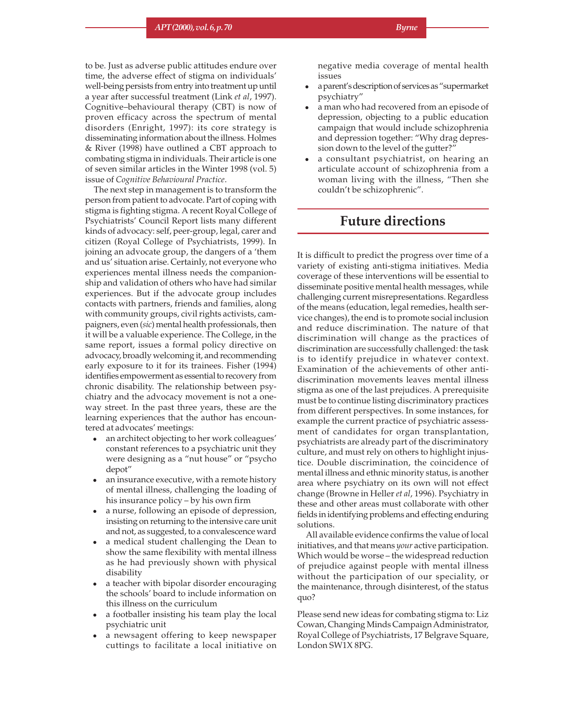to be. Just as adverse public attitudes endure over time, the adverse effect of stigma on individuals' well-being persists from entry into treatment up until a year after successful treatment (Link *et al*, 1997). Cognitive–behavioural therapy (CBT) is now of proven efficacy across the spectrum of mental disorders (Enright, 1997): its core strategy is disseminating information about the illness. Holmes & River (1998) have outlined a CBT approach to combating stigma in individuals. Their article is one of seven similar articles in the Winter 1998 (vol. 5) issue of *Cognitive Behavioural Practice*.

The next step in management is to transform the person from patient to advocate. Part of coping with stigma is fighting stigma. A recent Royal College of Psychiatrists' Council Report lists many different kinds of advocacy: self, peer-group, legal, carer and citizen (Royal College of Psychiatrists, 1999). In joining an advocate group, the dangers of a 'them and us' situation arise. Certainly, not everyone who experiences mental illness needs the companionship and validation of others who have had similar experiences. But if the advocate group includes contacts with partners, friends and families, along with community groups, civil rights activists, campaigners, even (*sic*) mental health professionals, then it will be a valuable experience. The College, in the same report, issues a formal policy directive on advocacy, broadly welcoming it, and recommending early exposure to it for its trainees. Fisher (1994) identifies empowerment as essential to recovery from chronic disability. The relationship between psychiatry and the advocacy movement is not a one-way street. In the past three years, these are the learning experiences that the author has encountered at advocates' meetings:

- an architect objecting to her work colleagues' constant references to a psychiatric unit they were designing as a "nut house" or "psycho depot"
- an insurance executive, with a remote history of mental illness, challenging the loading of his insurance policy – by his own firm
- a nurse, following an episode of depression, insisting on returning to the intensive care unit and not, as suggested, to a convalescence ward
- a medical student challenging the Dean to show the same flexibility with mental illness as he had previously shown with physical disability
- a teacher with bipolar disorder encouraging the schools' board to include information on this illness on the curriculum
- a footballer insisting his team play the local psychiatric unit
- a newsagent offering to keep newspaper cuttings to facilitate a local initiative on negative media coverage of mental health issues
- a parent's description of services as "supermarket psychiatry"
- a man who had recovered from an episode of depression, objecting to a public education campaign that would include schizophrenia and depression together: "Why drag depression down to the level of the gutter?"
- a consultant psychiatrist, on hearing an articulate account of schizophrenia from a woman living with the illness, "Then she couldn't be schizophrenic".

## Future directions

It is difficult to predict the progress over time of a variety of existing anti-stigma initiatives. Media coverage of these interventions will be essential to disseminate positive mental health messages, while challenging current misrepresentations. Regardless of the means (education, legal remedies, health service changes), the end is to promote social inclusion and reduce discrimination. The nature of that discrimination will change as the practices of discrimination are successfully challenged: the task is to identify prejudice in whatever context. Examination of the achievements of other anti-discrimination movements leaves mental illness stigma as one of the last prejudices. A prerequisite must be to continue listing discriminatory practices from different perspectives. In some instances, for example the current practice of psychiatric assessment of candidates for organ transplantation, psychiatrists are already part of the discriminatory culture, and must rely on others to highlight injustice. Double discrimination, the coincidence of mental illness and ethnic minority status, is another area where psychiatry on its own will not effect change (Browne in Heller *et al*, 1996). Psychiatry in these and other areas must collaborate with other fields in identifying problems and effecting enduring solutions.

All available evidence confirms the value of local initiatives, and that means *your* active participation. Which would be worse – the widespread reduction of prejudice against people with mental illness without the participation of our speciality, or the maintenance, through disinterest, of the status quo?

Please send new ideas for combating stigma to: Liz Cowan, Changing Minds Campaign Administrator, Royal College of Psychiatrists, 17 Belgrave Square, London SW1X 8PG.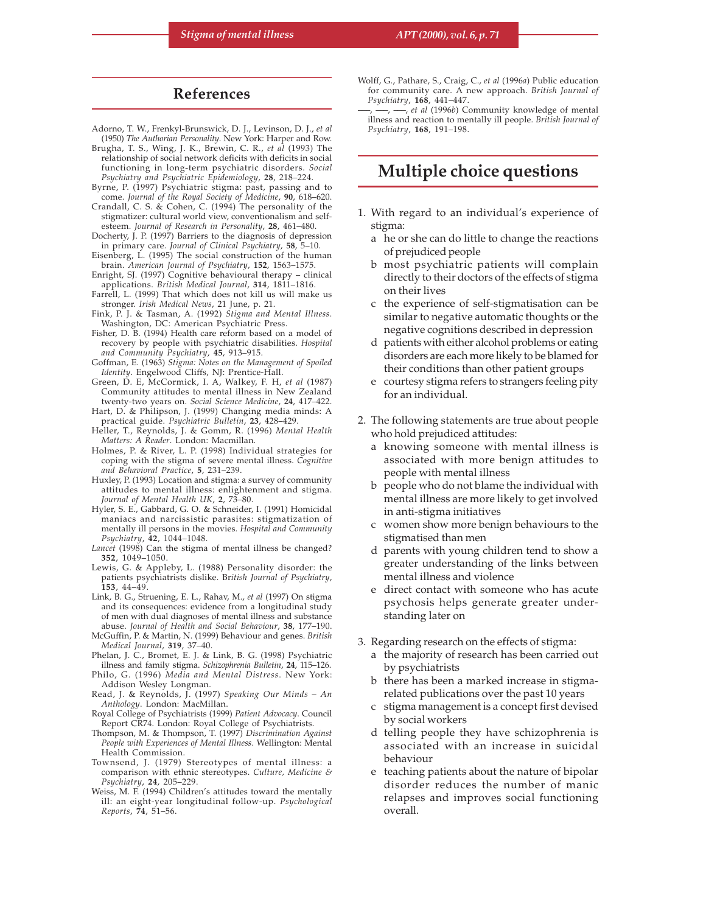## References

Adorno, T. W., Frenkyl-Brunswick, D. J., Levinson, D. J., *et al* (1950) *The Authorian Personality*. New York: Harper and Row.

Brugha, T. S., Wing, J. K., Brewin, C. R., *et al* (1993) The relationship of social network deficits with deficits in social functioning in long-term psychiatric disorders. *Social Psychiatry and Psychiatric Epidemiology*, **28**, 218–224.

Byrne, P. (1997) Psychiatric stigma: past, passing and to come. *Journal of the Royal Society of Medicine*, **90**, 618–620.

Crandall, C. S. & Cohen, C. (1994) The personality of the stigmatizer: cultural world view, conventionalism and self-esteem. *Journal of Research in Personality*, **28**, 461–480.

Docherty, J. P. (1997) Barriers to the diagnosis of depression in primary care. *Journal of Clinical Psychiatry*, **58**, 5–10.

Eisenberg, L. (1995) The social construction of the human brain. *American Journal of Psychiatry*, **152**, 1563–1575.

Enright, SJ. (1997) Cognitive behavioural therapy – clinical applications. *British Medical Journal*, **314**, 1811–1816.

Farrell, L. (1999) That which does not kill us will make us stronger. *Irish Medical News*, 21 June, p. 21.

Fink, P. J. & Tasman, A. (1992) *Stigma and Mental Illness*. Washington, DC: American Psychiatric Press.

Fisher, D. B. (1994) Health care reform based on a model of recovery by people with psychiatric disabilities. *Hospital and Community Psychiatry*, **45**, 913–915.

Goffman, E. (1963) *Stigma: Notes on the Management of Spoiled Identity*. Engelwood Cliffs, NJ: Prentice-Hall.

Green, D. E, McCormick, I. A, Walkey, F. H, *et al* (1987) Community attitudes to mental illness in New Zealand twenty-two years on. *Social Science Medicine*, **24**, 417–422.

Hart, D. & Philipson, J. (1999) Changing media minds: A practical guide. *Psychiatric Bulletin*, **23**, 428–429.

Heller, T., Reynolds, J. & Gomm, R. (1996) *Mental Health Matters: A Reader*. London: Macmillan.

Holmes, P. & River, L. P. (1998) Individual strategies for coping with the stigma of severe mental illness. *Cognitive and Behavioral Practice*, **5**, 231–239.

Huxley, P. (1993) Location and stigma: a survey of community attitudes to mental illness: enlightenment and stigma. *Journal of Mental Health UK*, **2**, 73–80.

Hyler, S. E., Gabbard, G. O. & Schneider, I. (1991) Homicidal maniacs and narcissistic parasites: stigmatization of mentally ill persons in the movies. *Hospital and Community Psychiatry*, **42**, 1044–1048.

*Lancet* (1998) Can the stigma of mental illness be changed? **352**, 1049–1050.

Lewis, G. & Appleby, L. (1988) Personality disorder: the patients psychiatrists dislike. *British Journal of Psychiatry*, **153**, 44–49.

Link, B. G., Struening, E. L., Rahav, M., *et al* (1997) On stigma and its consequences: evidence from a longitudinal study of men with dual diagnoses of mental illness and substance abuse. *Journal of Health and Social Behaviour*, **38**, 177–190.

McGuffin, P. & Martin, N. (1999) Behaviour and genes. *British Medical Journal*, **319**, 37–40.

Phelan, J. C., Bromet, E. J. & Link, B. G. (1998) Psychiatric illness and family stigma. *Schizophrenia Bulletin*, **24**, 115–126.

Philo, G. (1996) *Media and Mental Distress*. New York: Addison Wesley Longman.

Read, J. & Reynolds, J. (1997) *Speaking Our Minds – An Anthology*. London: MacMillan.

Royal College of Psychiatrists (1999) *Patient Advocacy*. Council Report CR74. London: Royal College of Psychiatrists.

Thompson, M. & Thompson, T. (1997) *Discrimination Against People with Experiences of Mental Illness*. Wellington: Mental Health Commission.

Townsend, J. (1979) Stereotypes of mental illness: a comparison with ethnic stereotypes. *Culture, Medicine & Psychiatry*, **24**, 205–229.

Weiss, M. F. (1994) Children's attitudes toward the mentally ill: an eight-year longitudinal follow-up. *Psychological Reports*, **74**, 51–56.

Wolff, G., Pathare, S., Craig, C., *et al* (1996*a*) Public education for community care. A new approach. *British Journal of Psychiatry*, **168**, 441–447.

—, —, —, *et al* (1996*b*) Community knowledge of mental illness and reaction to mentally ill people. *British Journal of Psychiatry*, **168**, 191–198.

## Multiple choice questions

1. With regard to an individual's experience of stigma:
   a he or she can do little to change the reactions of prejudiced people
   b most psychiatric patients will complain directly to their doctors of the effects of stigma on their lives
   c the experience of self-stigmatisation can be similar to negative automatic thoughts or the negative cognitions described in depression
   d patients with either alcohol problems or eating disorders are each more likely to be blamed for their conditions than other patient groups
   e courtesy stigma refers to strangers feeling pity for an individual.

2. The following statements are true about people who hold prejudiced attitudes:
   a knowing someone with mental illness is associated with more benign attitudes to people with mental illness
   b people who do not blame the individual with mental illness are more likely to get involved in anti-stigma initiatives
   c women show more benign behaviours to the stigmatised than men
   d parents with young children tend to show a greater understanding of the links between mental illness and violence
   e direct contact with someone who has acute psychosis helps generate greater understanding later on

3. Regarding research on the effects of stigma:
   a the majority of research has been carried out by psychiatrists
   b there has been a marked increase in stigma-related publications over the past 10 years
   c stigma management is a concept first devised by social workers
   d telling people they have schizophrenia is associated with an increase in suicidal behaviour
   e teaching patients about the nature of bipolar disorder reduces the number of manic relapses and improves social functioning overall.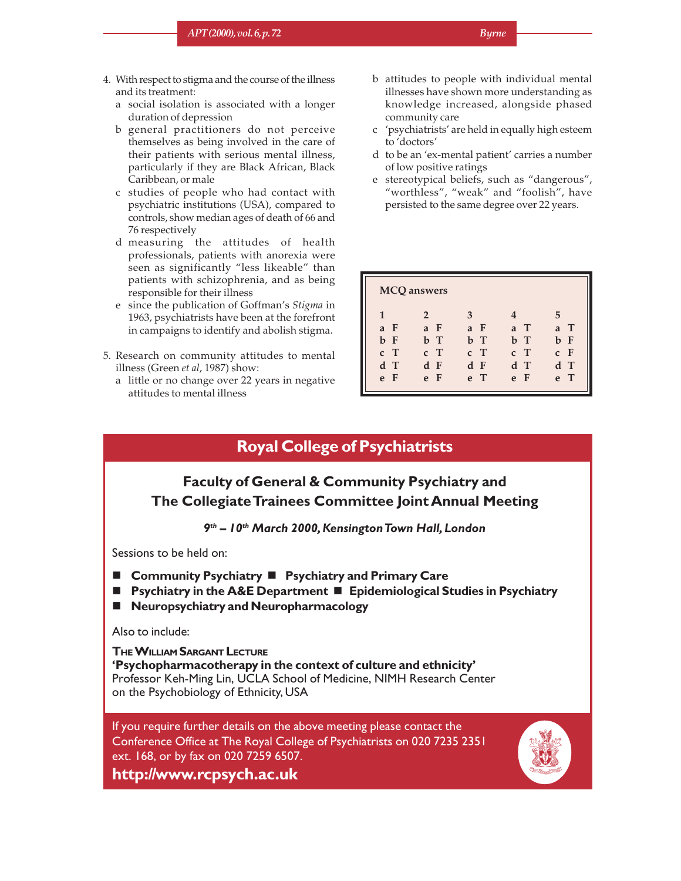4. With respect to stigma and the course of the illness and its treatment:
   a social isolation is associated with a longer duration of depression
   b general practitioners do not perceive themselves as being involved in the care of their patients with serious mental illness, particularly if they are Black African, Black Caribbean, or male
   c studies of people who had contact with psychiatric institutions (USA), compared to controls, show median ages of death of 66 and 76 respectively
   d measuring the attitudes of health professionals, patients with anorexia were seen as significantly "less likeable" than patients with schizophrenia, and as being responsible for their illness
   e since the publication of Goffman's *Stigma* in 1963, psychiatrists have been at the forefront in campaigns to identify and abolish stigma.

5. Research on community attitudes to mental illness (Green *et al*, 1987) show:
   a little or no change over 22 years in negative attitudes to mental illness
   b attitudes to people with individual mental illnesses have shown more understanding as knowledge increased, alongside phased community care
   c 'psychiatrists' are held in equally high esteem to 'doctors'
   d to be an 'ex-mental patient' carries a number of low positive ratings
   e stereotypical beliefs, such as "dangerous", "worthless", "weak" and "foolish", have persisted to the same degree over 22 years.

**MCQ answers**

| 1 | 2 | 3 | 4 | 5 |
|---|---|---|---|---|
| a F | a F | a F | a T | a T |
| b F | b T | b T | b T | b F |
| c T | c T | c T | c T | c F |
| d T | d F | d F | d T | d T |
| e F | e F | e T | e F | e T |

## Royal College of Psychiatrists

### Faculty of General & Community Psychiatry and The Collegiate Trainees Committee Joint Annual Meeting

***9th – 10th March 2000, Kensington Town Hall, London***

Sessions to be held on:

- **Community Psychiatry**
- **Psychiatry and Primary Care**
- **Psychiatry in the A&E Department**
- **Epidemiological Studies in Psychiatry**
- **Neuropsychiatry and Neuropharmacology**

Also to include:

**THE WILLIAM SARGANT LECTURE**
**'Psychopharmacotherapy in the context of culture and ethnicity'**
Professor Keh-Ming Lin, UCLA School of Medicine, NIMH Research Center on the Psychobiology of Ethnicity, USA

If you require further details on the above meeting please contact the Conference Office at The Royal College of Psychiatrists on 020 7235 2351 ext. 168, or by fax on 020 7259 6507.

**http://www.rcpsych.ac.uk**